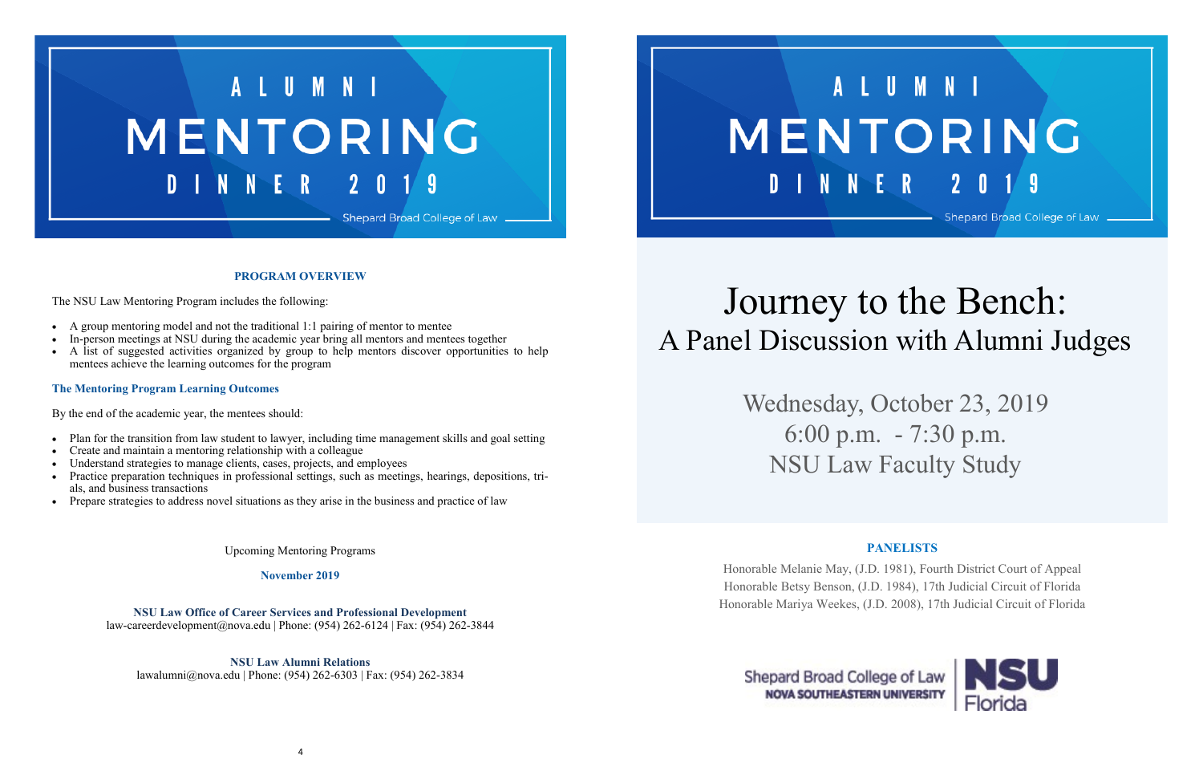# ALUMNI MENTORING DINNER 2019

Shepard Broad College of Law

## PROGRAM OVERVIEW

The NSU Law Mentoring Program includes the following:

- A group mentoring model and not the traditional 1:1 pairing of mentor to mentee
- In-person meetings at NSU during the academic year bring all mentors and mentees together
- A list of suggested activities organized by group to help mentors discover opportunities to help mentees achieve the learning outcomes for the program

### The Mentoring Program Learning Outcomes

By the end of the academic year, the mentees should:

- Plan for the transition from law student to lawyer, including time management skills and goal setting
- Create and maintain a mentoring relationship with a colleague
- Understand strategies to manage clients, cases, projects, and employees
- Practice preparation techniques in professional settings, such as meetings, hearings, depositions, trials, and business transactions
- Prepare strategies to address novel situations as they arise in the business and practice of law

Upcoming Mentoring Programs

**November 2019**

**NSU Law Office of Career Services and Professional Development**
law-careerdevelopment@nova.edu | Phone: (954) 262-6124 | Fax: (954) 262-3844

**NSU Law Alumni Relations**
lawalumni@nova.edu | Phone: (954) 262-6303 | Fax: (954) 262-3834

# ALUMNI MENTORING DINNER 2019

Shepard Broad College of Law

# Journey to the Bench:
## A Panel Discussion with Alumni Judges

Wednesday, October 23, 2019
6:00 p.m. - 7:30 p.m.
NSU Law Faculty Study

## PANELISTS

Honorable Melanie May, (J.D. 1981), Fourth District Court of Appeal
Honorable Betsy Benson, (J.D. 1984), 17th Judicial Circuit of Florida
Honorable Mariya Weekes, (J.D. 2008), 17th Judicial Circuit of Florida

Shepard Broad College of Law
NOVA SOUTHEASTERN UNIVERSITY | NSU Florida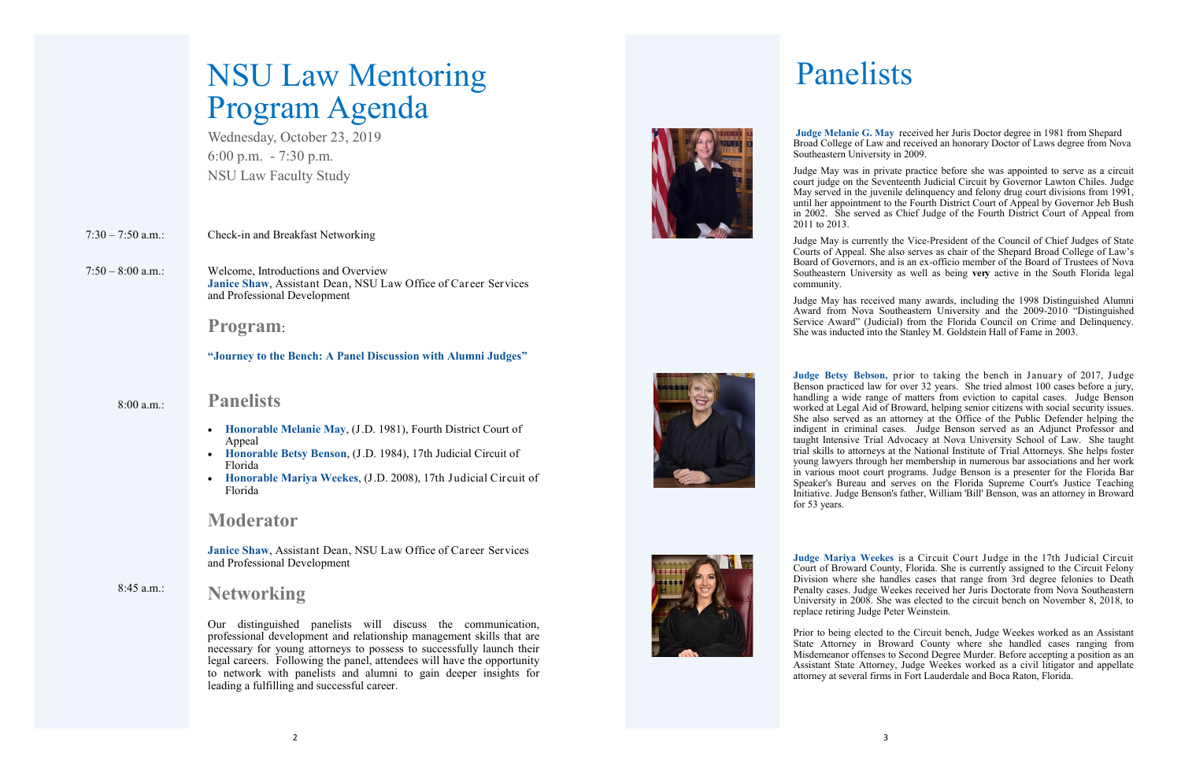# NSU Law Mentoring Program Agenda

Wednesday, October 23, 2019

6:00 p.m. - 7:30 p.m.

NSU Law Faculty Study

7:30 – 7:50 a.m.: Check-in and Breakfast Networking

7:50 – 8:00 a.m.: Welcome, Introductions and Overview
**Janice Shaw**, Assistant Dean, NSU Law Office of Career Services and Professional Development

## Program:

**"Journey to the Bench: A Panel Discussion with Alumni Judges"**

8:00 a.m.:

## Panelists

- **Honorable Melanie May**, (J.D. 1981), Fourth District Court of Appeal
- **Honorable Betsy Benson**, (J.D. 1984), 17th Judicial Circuit of Florida
- **Honorable Mariya Weekes**, (J.D. 2008), 17th Judicial Circuit of Florida

## Moderator

**Janice Shaw**, Assistant Dean, NSU Law Office of Career Services and Professional Development

8:45 a.m.:

## Networking

Our distinguished panelists will discuss the communication, professional development and relationship management skills that are necessary for young attorneys to possess to successfully launch their legal careers. Following the panel, attendees will have the opportunity to network with panelists and alumni to gain deeper insights for leading a fulfilling and successful career.

# Panelists

**Judge Melanie G. May** received her Juris Doctor degree in 1981 from Shepard Broad College of Law and received an honorary Doctor of Laws degree from Nova Southeastern University in 2009.

Judge May was in private practice before she was appointed to serve as a circuit court judge on the Seventeenth Judicial Circuit by Governor Lawton Chiles. Judge May served in the juvenile delinquency and felony drug court divisions from 1991, until her appointment to the Fourth District Court of Appeal by Governor Jeb Bush in 2002. She served as Chief Judge of the Fourth District Court of Appeal from 2011 to 2013.

Judge May is currently the Vice-President of the Council of Chief Judges of State Courts of Appeal. She also serves as chair of the Shepard Broad College of Law's Board of Governors, and is an ex-officio member of the Board of Trustees of Nova Southeastern University as well as being **very** active in the South Florida legal community.

Judge May has received many awards, including the 1998 Distinguished Alumni Award from Nova Southeastern University and the 2009-2010 "Distinguished Service Award" (Judicial) from the Florida Council on Crime and Delinquency. She was inducted into the Stanley M. Goldstein Hall of Fame in 2003.

**Judge Betsy Bebson,** prior to taking the bench in January of 2017, Judge Benson practiced law for over 32 years. She tried almost 100 cases before a jury, handling a wide range of matters from eviction to capital cases. Judge Benson worked at Legal Aid of Broward, helping senior citizens with social security issues. She also served as an attorney at the Office of the Public Defender helping the indigent in criminal cases. Judge Benson served as an Adjunct Professor and taught Intensive Trial Advocacy at Nova University School of Law. She taught trial skills to attorneys at the National Institute of Trial Attorneys. She helps foster young lawyers through her membership in numerous bar associations and her work in various moot court programs. Judge Benson is a presenter for the Florida Bar Speaker's Bureau and serves on the Florida Supreme Court's Justice Teaching Initiative. Judge Benson's father, William 'Bill' Benson, was an attorney in Broward for 53 years.

**Judge Mariya Weekes** is a Circuit Court Judge in the 17th Judicial Circuit Court of Broward County, Florida. She is currently assigned to the Circuit Felony Division where she handles cases that range from 3rd degree felonies to Death Penalty cases. Judge Weekes received her Juris Doctorate from Nova Southeastern University in 2008. She was elected to the circuit bench on November 8, 2018, to replace retiring Judge Peter Weinstein.

Prior to being elected to the Circuit bench, Judge Weekes worked as an Assistant State Attorney in Broward County where she handled cases ranging from Misdemeanor offenses to Second Degree Murder. Before accepting a position as an Assistant State Attorney, Judge Weekes worked as a civil litigator and appellate attorney at several firms in Fort Lauderdale and Boca Raton, Florida.